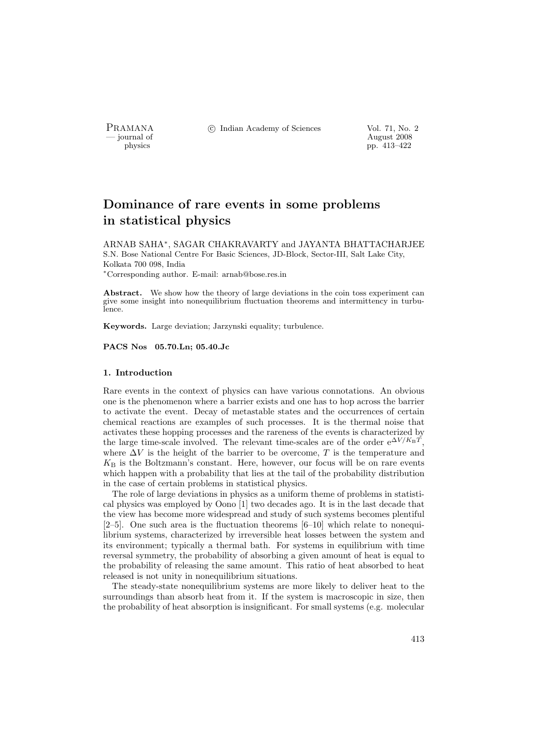# Dominance of rare events in some problems in statistical physics

ARNAB SAHA*, SAGAR CHAKRAVARTY and JAYANTA BHATTACHARJEE

S.N. Bose National Centre For Basic Sciences, JD-Block, Sector-III, Salt Lake City, Kolkata 700 098, India

*Corresponding author. E-mail: arnab@bose.res.in

**Abstract.** We show how the theory of large deviations in the coin toss experiment can give some insight into nonequilibrium fluctuation theorems and intermittency in turbulence.

**Keywords.** Large deviation; Jarzynski equality; turbulence.

**PACS Nos 05.70.Ln; 05.40.Jc**

### 1. Introduction

Rare events in the context of physics can have various connotations. An obvious one is the phenomenon where a barrier exists and one has to hop across the barrier to activate the event. Decay of metastable states and the occurrences of certain chemical reactions are examples of such processes. It is the thermal noise that activates these hopping processes and the rareness of the events is characterized by the large time-scale involved. The relevant time-scales are of the order $e^{\Delta V/K_{\mathrm{B}}T}$, where $\Delta V$ is the height of the barrier to be overcome, $T$ is the temperature and $K_{\mathrm{B}}$ is the Boltzmann's constant. Here, however, our focus will be on rare events which happen with a probability that lies at the tail of the probability distribution in the case of certain problems in statistical physics.

The role of large deviations in physics as a uniform theme of problems in statistical physics was employed by Oono [1] two decades ago. It is in the last decade that the view has become more widespread and study of such systems becomes plentiful [2–5]. One such area is the fluctuation theorems [6–10] which relate to nonequilibrium systems, characterized by irreversible heat losses between the system and its environment; typically a thermal bath. For systems in equilibrium with time reversal symmetry, the probability of absorbing a given amount of heat is equal to the probability of releasing the same amount. This ratio of heat absorbed to heat released is not unity in nonequilibrium situations.

The steady-state nonequilibrium systems are more likely to deliver heat to the surroundings than absorb heat from it. If the system is macroscopic in size, then the probability of heat absorption is insignificant. For small systems (e.g. molecular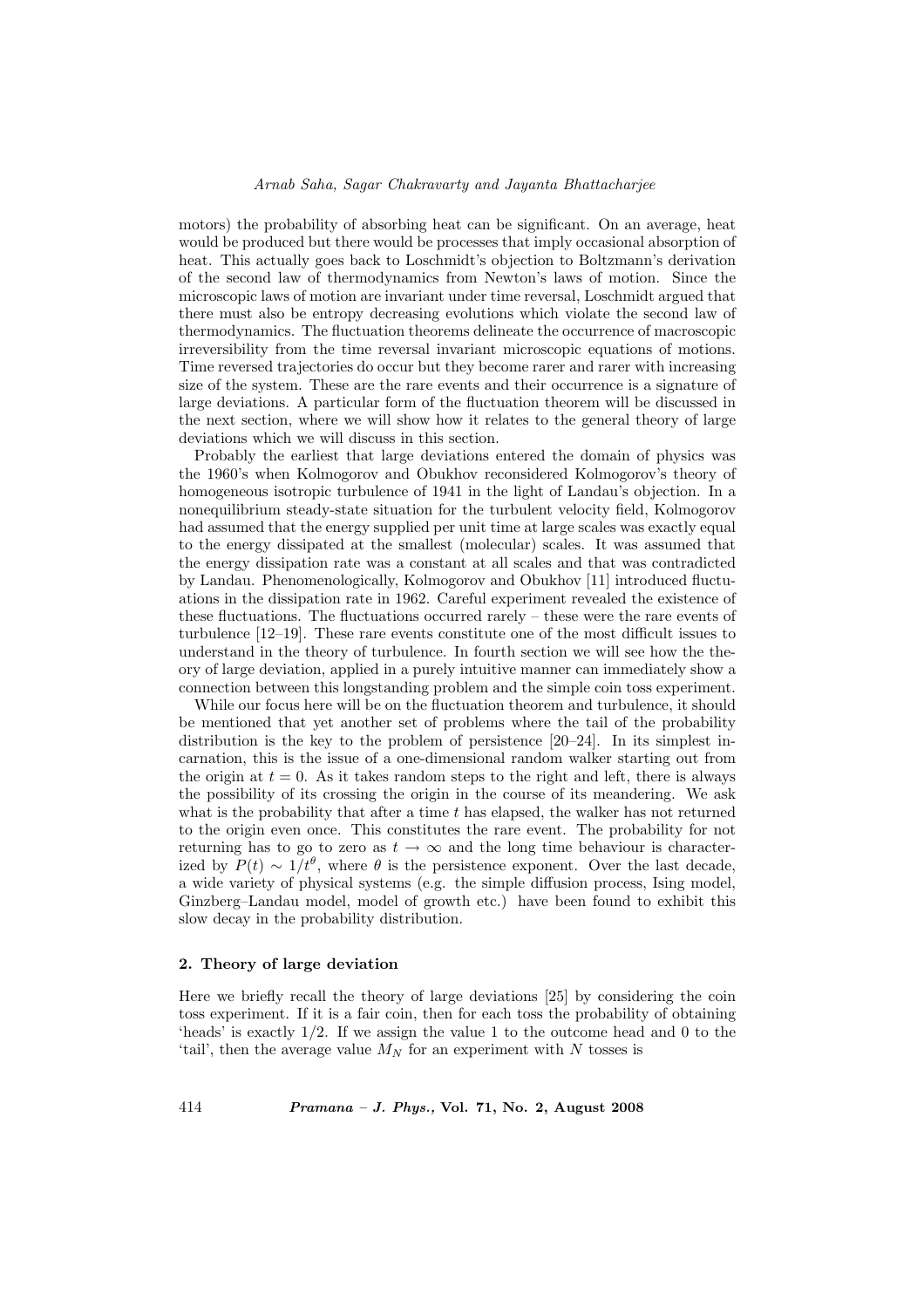motors) the probability of absorbing heat can be significant. On an average, heat would be produced but there would be processes that imply occasional absorption of heat. This actually goes back to Loschmidt's objection to Boltzmann's derivation of the second law of thermodynamics from Newton's laws of motion. Since the microscopic laws of motion are invariant under time reversal, Loschmidt argued that there must also be entropy decreasing evolutions which violate the second law of thermodynamics. The fluctuation theorems delineate the occurrence of macroscopic irreversibility from the time reversal invariant microscopic equations of motions. Time reversed trajectories do occur but they become rarer and rarer with increasing size of the system. These are the rare events and their occurrence is a signature of large deviations. A particular form of the fluctuation theorem will be discussed in the next section, where we will show how it relates to the general theory of large deviations which we will discuss in this section.

Probably the earliest that large deviations entered the domain of physics was the 1960's when Kolmogorov and Obukhov reconsidered Kolmogorov's theory of homogeneous isotropic turbulence of 1941 in the light of Landau's objection. In a nonequilibrium steady-state situation for the turbulent velocity field, Kolmogorov had assumed that the energy supplied per unit time at large scales was exactly equal to the energy dissipated at the smallest (molecular) scales. It was assumed that the energy dissipation rate was a constant at all scales and that was contradicted by Landau. Phenomenologically, Kolmogorov and Obukhov [11] introduced fluctuations in the dissipation rate in 1962. Careful experiment revealed the existence of these fluctuations. The fluctuations occurred rarely – these were the rare events of turbulence [12–19]. These rare events constitute one of the most difficult issues to understand in the theory of turbulence. In fourth section we will see how the theory of large deviation, applied in a purely intuitive manner can immediately show a connection between this longstanding problem and the simple coin toss experiment.

While our focus here will be on the fluctuation theorem and turbulence, it should be mentioned that yet another set of problems where the tail of the probability distribution is the key to the problem of persistence [20–24]. In its simplest incarnation, this is the issue of a one-dimensional random walker starting out from the origin at $t = 0$. As it takes random steps to the right and left, there is always the possibility of its crossing the origin in the course of its meandering. We ask what is the probability that after a time $t$ has elapsed, the walker has not returned to the origin even once. This constitutes the rare event. The probability for not returning has to go to zero as $t \to \infty$ and the long time behaviour is characterized by $P(t) \sim 1/t^{\theta}$, where $\theta$ is the persistence exponent. Over the last decade, a wide variety of physical systems (e.g. the simple diffusion process, Ising model, Ginzberg–Landau model, model of growth etc.) have been found to exhibit this slow decay in the probability distribution.

## 2. Theory of large deviation

Here we briefly recall the theory of large deviations [25] by considering the coin toss experiment. If it is a fair coin, then for each toss the probability of obtaining 'heads' is exactly 1/2. If we assign the value 1 to the outcome head and 0 to the 'tail', then the average value $M_N$ for an experiment with $N$ tosses is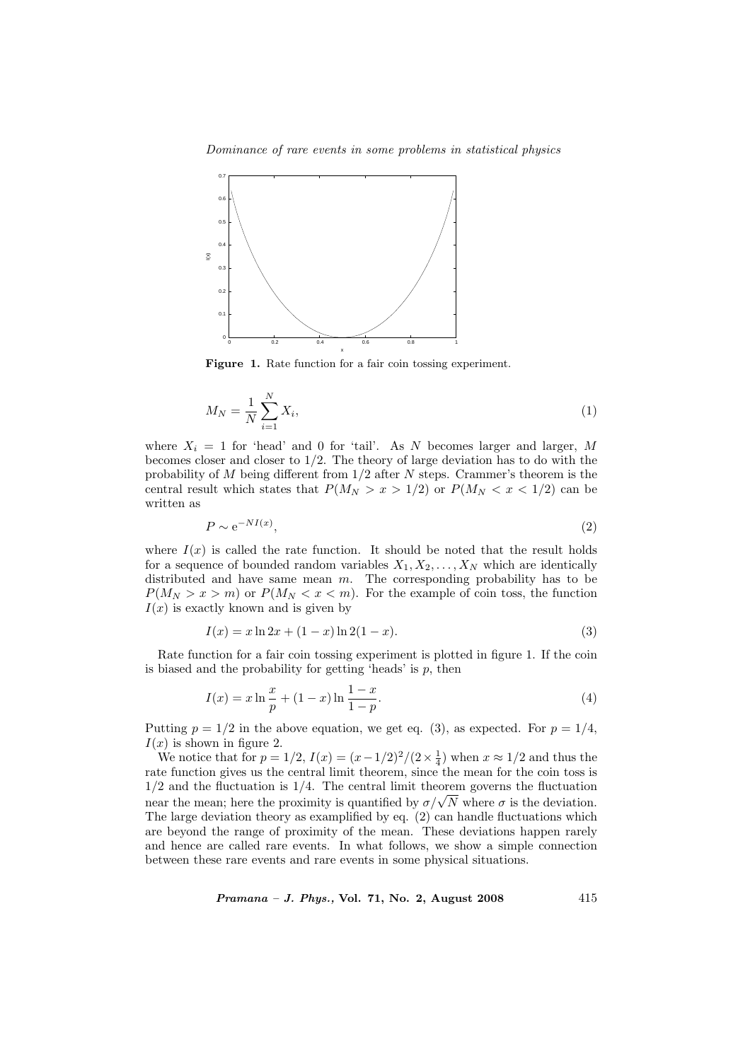Figure 1. Rate function for a fair coin tossing experiment.

$$M_N = \frac{1}{N}\sum_{i=1}^{N} X_i, \tag{1}$$

where $X_i = 1$ for 'head' and 0 for 'tail'. As $N$ becomes larger and larger, $M$ becomes closer and closer to 1/2. The theory of large deviation has to do with the probability of $M$ being different from 1/2 after $N$ steps. Crammer's theorem is the central result which states that $P(M_N > x > 1/2)$ or $P(M_N < x < 1/2)$ can be written as

$$P \sim \mathrm{e}^{-NI(x)}, \tag{2}$$

where $I(x)$ is called the rate function. It should be noted that the result holds for a sequence of bounded random variables $X_1, X_2, \ldots, X_N$ which are identically distributed and have same mean $m$. The corresponding probability has to be $P(M_N > x > m)$ or $P(M_N < x < m)$. For the example of coin toss, the function $I(x)$ is exactly known and is given by

$$I(x) = x\ln 2x + (1-x)\ln 2(1-x). \tag{3}$$

Rate function for a fair coin tossing experiment is plotted in figure 1. If the coin is biased and the probability for getting 'heads' is $p$, then

$$I(x) = x\ln\frac{x}{p} + (1-x)\ln\frac{1-x}{1-p}. \tag{4}$$

Putting $p = 1/2$ in the above equation, we get eq. (3), as expected. For $p = 1/4$, $I(x)$ is shown in figure 2.

We notice that for $p = 1/2$, $I(x) = (x-1/2)^2/(2\times\frac{1}{4})$ when $x \approx 1/2$ and thus the rate function gives us the central limit theorem, since the mean for the coin toss is 1/2 and the fluctuation is 1/4. The central limit theorem governs the fluctuation near the mean; here the proximity is quantified by $\sigma/\sqrt{N}$ where $\sigma$ is the deviation. The large deviation theory as examplified by eq. (2) can handle fluctuations which are beyond the range of proximity of the mean. These deviations happen rarely and hence are called rare events. In what follows, we show a simple connection between these rare events and rare events in some physical situations.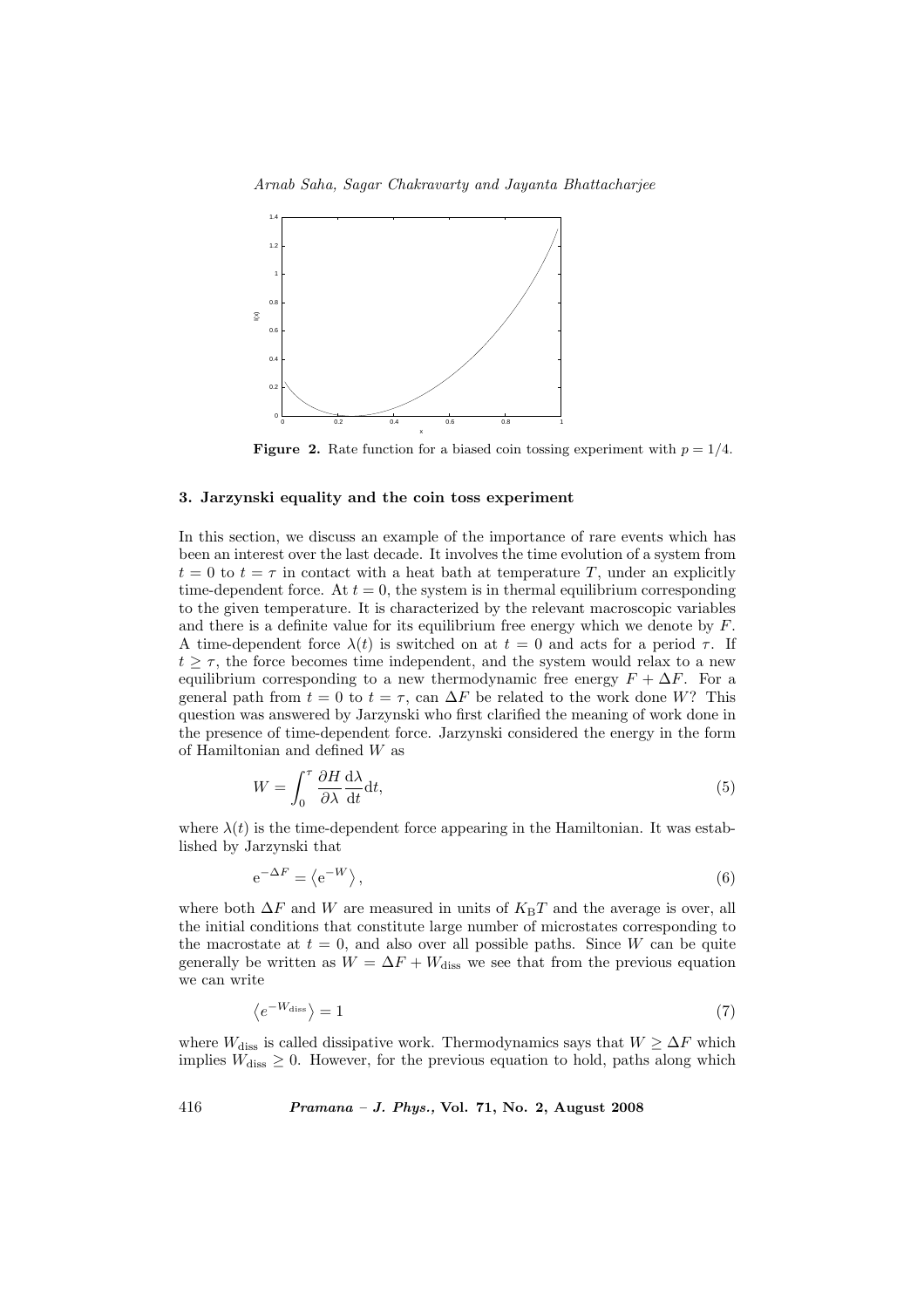**Figure 2.** Rate function for a biased coin tossing experiment with $p = 1/4$.

### 3. Jarzynski equality and the coin toss experiment

In this section, we discuss an example of the importance of rare events which has been an interest over the last decade. It involves the time evolution of a system from $t = 0$ to $t = \tau$ in contact with a heat bath at temperature $T$, under an explicitly time-dependent force. At $t = 0$, the system is in thermal equilibrium corresponding to the given temperature. It is characterized by the relevant macroscopic variables and there is a definite value for its equilibrium free energy which we denote by $F$. A time-dependent force $\lambda(t)$ is switched on at $t = 0$ and acts for a period $\tau$. If $t \geq \tau$, the force becomes time independent, and the system would relax to a new equilibrium corresponding to a new thermodynamic free energy $F + \Delta F$. For a general path from $t = 0$ to $t = \tau$, can $\Delta F$ be related to the work done $W$? This question was answered by Jarzynski who first clarified the meaning of work done in the presence of time-dependent force. Jarzynski considered the energy in the form of Hamiltonian and defined $W$ as

$$W = \int_0^\tau \frac{\partial H}{\partial \lambda} \frac{\mathrm{d}\lambda}{\mathrm{d}t} \mathrm{d}t, \tag{5}$$

where $\lambda(t)$ is the time-dependent force appearing in the Hamiltonian. It was established by Jarzynski that

$$\mathrm{e}^{-\Delta F} = \left\langle \mathrm{e}^{-W} \right\rangle, \tag{6}$$

where both $\Delta F$ and $W$ are measured in units of $K_{\mathrm{B}}T$ and the average is over, all the initial conditions that constitute large number of microstates corresponding to the macrostate at $t = 0$, and also over all possible paths. Since $W$ can be quite generally be written as $W = \Delta F + W_{\mathrm{diss}}$ we see that from the previous equation we can write

$$\left\langle e^{-W_{\mathrm{diss}}} \right\rangle = 1 \tag{7}$$

where $W_{\mathrm{diss}}$ is called dissipative work. Thermodynamics says that $W \geq \Delta F$ which implies $W_{\mathrm{diss}} \geq 0$. However, for the previous equation to hold, paths along which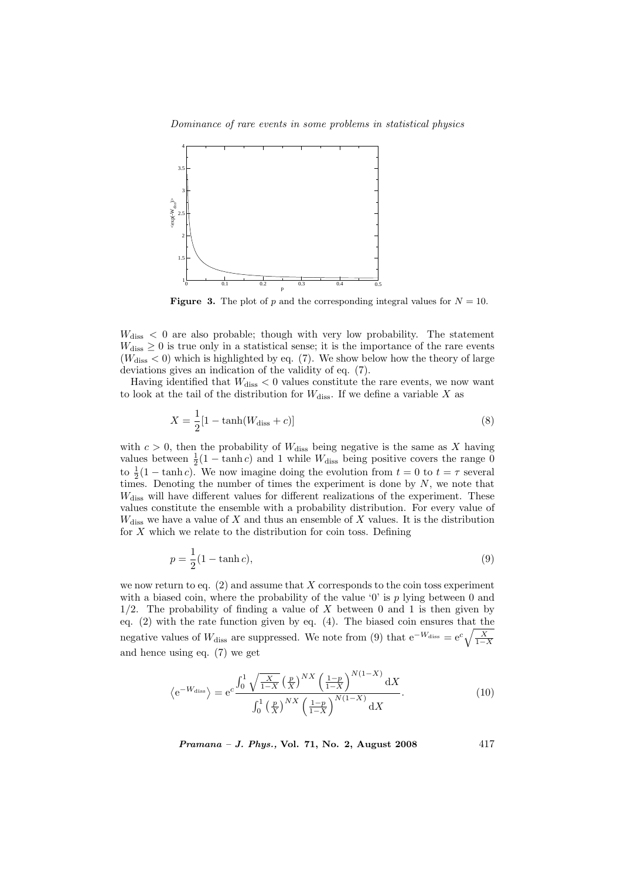**Figure 3.** The plot of $p$ and the corresponding integral values for $N = 10$.

$W_{\rm diss} < 0$ are also probable; though with very low probability. The statement $W_{\rm diss} \geq 0$ is true only in a statistical sense; it is the importance of the rare events ($W_{\rm diss} < 0$) which is highlighted by eq. (7). We show below how the theory of large deviations gives an indication of the validity of eq. (7).

Having identified that $W_{\rm diss} < 0$ values constitute the rare events, we now want to look at the tail of the distribution for $W_{\rm diss}$. If we define a variable $X$ as

$$X = \frac{1}{2}[1 - \tanh(W_{\rm diss} + c)] \tag{8}$$

with $c > 0$, then the probability of $W_{\rm diss}$ being negative is the same as $X$ having values between $\frac{1}{2}(1 - \tanh c)$ and 1 while $W_{\rm diss}$ being positive covers the range 0 to $\frac{1}{2}(1 - \tanh c)$. We now imagine doing the evolution from $t = 0$ to $t = \tau$ several times. Denoting the number of times the experiment is done by $N$, we note that $W_{\rm diss}$ will have different values for different realizations of the experiment. These values constitute the ensemble with a probability distribution. For every value of $W_{\rm diss}$ we have a value of $X$ and thus an ensemble of $X$ values. It is the distribution for $X$ which we relate to the distribution for coin toss. Defining

$$p = \frac{1}{2}(1 - \tanh c), \tag{9}$$

we now return to eq. (2) and assume that $X$ corresponds to the coin toss experiment with a biased coin, where the probability of the value '0' is $p$ lying between 0 and $1/2$. The probability of finding a value of $X$ between 0 and 1 is then given by eq. (2) with the rate function given by eq. (4). The biased coin ensures that the negative values of $W_{\rm diss}$ are suppressed. We note from (9) that $\mathrm{e}^{-W_{\rm diss}} = \mathrm{e}^{c}\sqrt{\frac{X}{1-X}}$ and hence using eq. (7) we get

$$\langle \mathrm{e}^{-W_{\rm diss}} \rangle = \mathrm{e}^{c} \frac{\int_0^1 \sqrt{\frac{X}{1-X}} \left(\frac{p}{X}\right)^{NX} \left(\frac{1-p}{1-X}\right)^{N(1-X)} \mathrm{d}X}{\int_0^1 \left(\frac{p}{X}\right)^{NX} \left(\frac{1-p}{1-X}\right)^{N(1-X)} \mathrm{d}X}. \tag{10}$$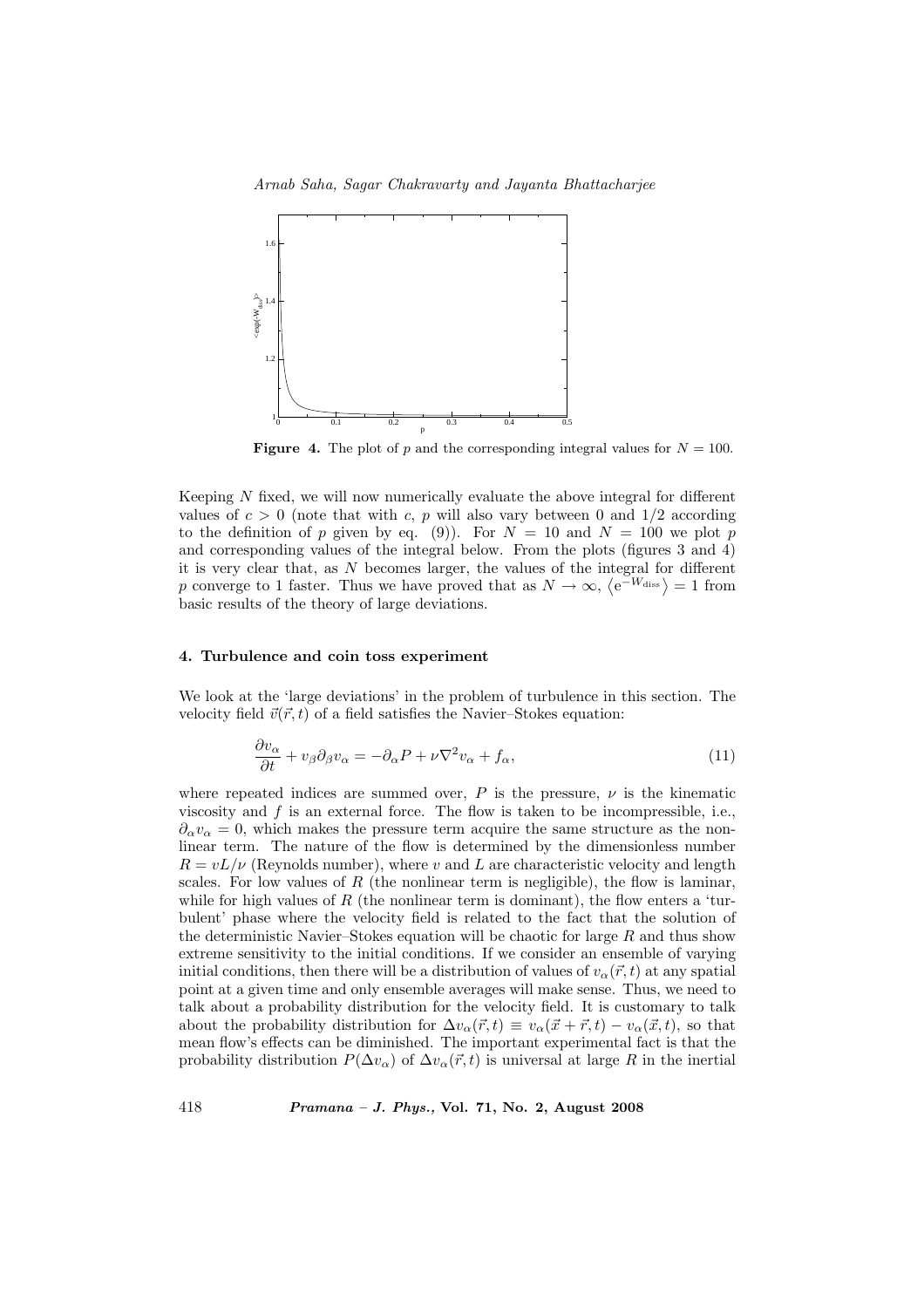**Figure 4.** The plot of $p$ and the corresponding integral values for $N = 100$.

Keeping $N$ fixed, we will now numerically evaluate the above integral for different values of $c > 0$ (note that with $c$, $p$ will also vary between 0 and 1/2 according to the definition of $p$ given by eq. (9)). For $N = 10$ and $N = 100$ we plot $p$ and corresponding values of the integral below. From the plots (figures 3 and 4) it is very clear that, as $N$ becomes larger, the values of the integral for different $p$ converge to 1 faster. Thus we have proved that as $N \to \infty$, $\langle e^{-W_{\text{diss}}} \rangle = 1$ from basic results of the theory of large deviations.

### 4. Turbulence and coin toss experiment

We look at the 'large deviations' in the problem of turbulence in this section. The velocity field $\vec{v}(\vec{r}, t)$ of a field satisfies the Navier–Stokes equation:

$$\frac{\partial v_\alpha}{\partial t} + v_\beta \partial_\beta v_\alpha = -\partial_\alpha P + \nu \nabla^2 v_\alpha + f_\alpha, \tag{11}$$

where repeated indices are summed over, $P$ is the pressure, $\nu$ is the kinematic viscosity and $f$ is an external force. The flow is taken to be incompressible, i.e., $\partial_\alpha v_\alpha = 0$, which makes the pressure term acquire the same structure as the nonlinear term. The nature of the flow is determined by the dimensionless number $R = vL/\nu$ (Reynolds number), where $v$ and $L$ are characteristic velocity and length scales. For low values of $R$ (the nonlinear term is negligible), the flow is laminar, while for high values of $R$ (the nonlinear term is dominant), the flow enters a 'turbulent' phase where the velocity field is related to the fact that the solution of the deterministic Navier–Stokes equation will be chaotic for large $R$ and thus show extreme sensitivity to the initial conditions. If we consider an ensemble of varying initial conditions, then there will be a distribution of values of $v_\alpha(\vec{r}, t)$ at any spatial point at a given time and only ensemble averages will make sense. Thus, we need to talk about a probability distribution for the velocity field. It is customary to talk about the probability distribution for $\Delta v_\alpha(\vec{r}, t) \equiv v_\alpha(\vec{x} + \vec{r}, t) - v_\alpha(\vec{x}, t)$, so that mean flow's effects can be diminished. The important experimental fact is that the probability distribution $P(\Delta v_\alpha)$ of $\Delta v_\alpha(\vec{r}, t)$ is universal at large $R$ in the inertial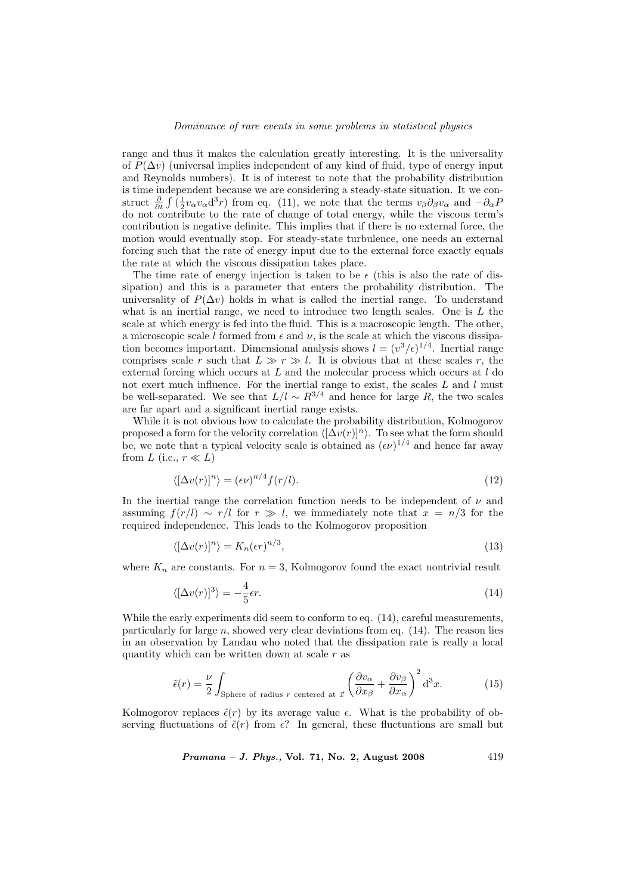range and thus it makes the calculation greatly interesting. It is the universality of $P(\Delta v)$ (universal implies independent of any kind of fluid, type of energy input and Reynolds numbers). It is of interest to note that the probability distribution is time independent because we are considering a steady-state situation. It we construct $\frac{\partial}{\partial t}\int(\frac{1}{2}v_\alpha v_\alpha \mathrm{d}^3 r)$ from eq. (11), we note that the terms $v_\beta \partial_\beta v_\alpha$ and $-\partial_\alpha P$ do not contribute to the rate of change of total energy, while the viscous term's contribution is negative definite. This implies that if there is no external force, the motion would eventually stop. For steady-state turbulence, one needs an external forcing such that the rate of energy input due to the external force exactly equals the rate at which the viscous dissipation takes place.

The time rate of energy injection is taken to be $\epsilon$ (this is also the rate of dissipation) and this is a parameter that enters the probability distribution. The universality of $P(\Delta v)$ holds in what is called the inertial range. To understand what is an inertial range, we need to introduce two length scales. One is $L$ the scale at which energy is fed into the fluid. This is a macroscopic length. The other, a microscopic scale $l$ formed from $\epsilon$ and $\nu$, is the scale at which the viscous dissipation becomes important. Dimensional analysis shows $l = (v^3/\epsilon)^{1/4}$. Inertial range comprises scale $r$ such that $L \gg r \gg l$. It is obvious that at these scales $r$, the external forcing which occurs at $L$ and the molecular process which occurs at $l$ do not exert much influence. For the inertial range to exist, the scales $L$ and $l$ must be well-separated. We see that $L/l \sim R^{3/4}$ and hence for large $R$, the two scales are far apart and a significant inertial range exists.

While it is not obvious how to calculate the probability distribution, Kolmogorov proposed a form for the velocity correlation $\langle[\Delta v(r)]^n\rangle$. To see what the form should be, we note that a typical velocity scale is obtained as $(\epsilon\nu)^{1/4}$ and hence far away from $L$ (i.e., $r \ll L$)

$$\langle[\Delta v(r)]^n\rangle = (\epsilon\nu)^{n/4} f(r/l). \tag{12}$$

In the inertial range the correlation function needs to be independent of $\nu$ and assuming $f(r/l) \sim r/l$ for $r \gg l$, we immediately note that $x = n/3$ for the required independence. This leads to the Kolmogorov proposition

$$\langle[\Delta v(r)]^n\rangle = K_n(\epsilon r)^{n/3}, \tag{13}$$

where $K_n$ are constants. For $n = 3$, Kolmogorov found the exact nontrivial result

$$\langle[\Delta v(r)]^3\rangle = -\frac{4}{5}\epsilon r. \tag{14}$$

While the early experiments did seem to conform to eq. (14), careful measurements, particularly for large $n$, showed very clear deviations from eq. (14). The reason lies in an observation by Landau who noted that the dissipation rate is really a local quantity which can be written down at scale $r$ as

$$\tilde{\epsilon}(r) = \frac{\nu}{2}\int_{\text{Sphere of radius } r \text{ centered at } \vec{x}} \left(\frac{\partial v_\alpha}{\partial x_\beta} + \frac{\partial v_\beta}{\partial x_\alpha}\right)^2 \mathrm{d}^3 x. \tag{15}$$

Kolmogorov replaces $\tilde{\epsilon}(r)$ by its average value $\epsilon$. What is the probability of observing fluctuations of $\tilde{\epsilon}(r)$ from $\epsilon$? In general, these fluctuations are small but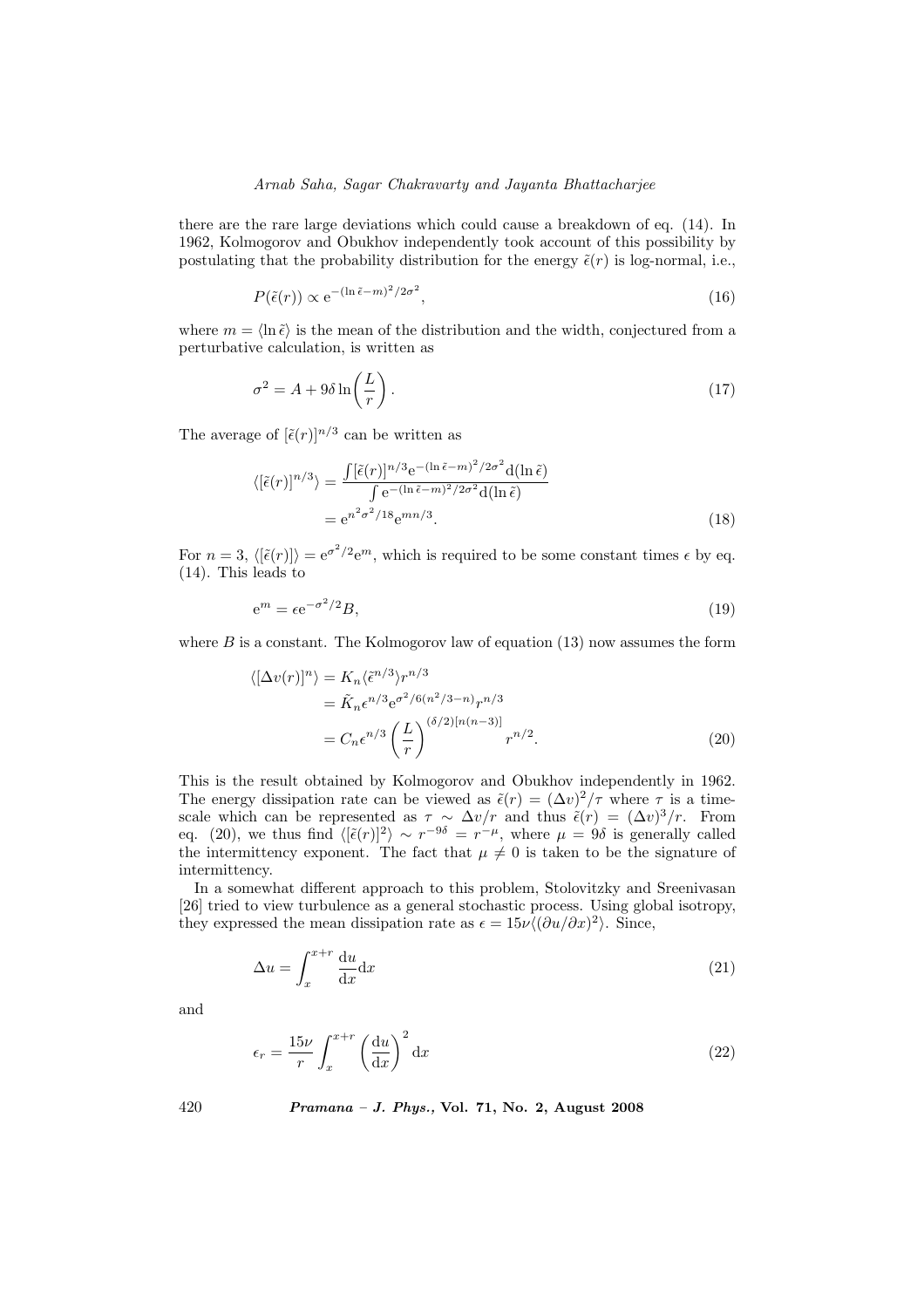there are the rare large deviations which could cause a breakdown of eq. (14). In 1962, Kolmogorov and Obukhov independently took account of this possibility by postulating that the probability distribution for the energy $\tilde{\epsilon}(r)$ is log-normal, i.e.,

$$P(\tilde{\epsilon}(r)) \propto \mathrm{e}^{-(\ln \tilde{\epsilon} - m)^2/2\sigma^2}, \tag{16}$$

where $m = \langle \ln \tilde{\epsilon} \rangle$ is the mean of the distribution and the width, conjectured from a perturbative calculation, is written as

$$\sigma^2 = A + 9\delta \ln\left(\frac{L}{r}\right). \tag{17}$$

The average of $[\tilde{\epsilon}(r)]^{n/3}$ can be written as

$$\begin{aligned}\langle [\tilde{\epsilon}(r)]^{n/3} \rangle &= \frac{\int [\tilde{\epsilon}(r)]^{n/3} \mathrm{e}^{-(\ln \tilde{\epsilon} - m)^2/2\sigma^2} \mathrm{d}(\ln \tilde{\epsilon})}{\int \mathrm{e}^{-(\ln \tilde{\epsilon} - m)^2/2\sigma^2} \mathrm{d}(\ln \tilde{\epsilon})} \\ &= \mathrm{e}^{n^2\sigma^2/18} \mathrm{e}^{mn/3}.\end{aligned} \tag{18}$$

For $n = 3$, $\langle [\tilde{\epsilon}(r)] \rangle = \mathrm{e}^{\sigma^2/2} \mathrm{e}^{m}$, which is required to be some constant times $\epsilon$ by eq. (14). This leads to

$$\mathrm{e}^m = \epsilon \mathrm{e}^{-\sigma^2/2} B, \tag{19}$$

where $B$ is a constant. The Kolmogorov law of equation (13) now assumes the form

$$\begin{aligned}\langle [\Delta v(r)]^n \rangle &= K_n \langle \tilde{\epsilon}^{n/3} \rangle r^{n/3} \\ &= \tilde{K}_n \epsilon^{n/3} \mathrm{e}^{\sigma^2/6(n^2/3 - n)} r^{n/3} \\ &= C_n \epsilon^{n/3} \left(\frac{L}{r}\right)^{(\delta/2)[n(n-3)]} r^{n/2}.\end{aligned} \tag{20}$$

This is the result obtained by Kolmogorov and Obukhov independently in 1962. The energy dissipation rate can be viewed as $\tilde{\epsilon}(r) = (\Delta v)^2/\tau$ where $\tau$ is a time-scale which can be represented as $\tau \sim \Delta v/r$ and thus $\tilde{\epsilon}(r) = (\Delta v)^3/r$. From eq. (20), we thus find $\langle [\tilde{\epsilon}(r)]^2 \rangle \sim r^{-9\delta} = r^{-\mu}$, where $\mu = 9\delta$ is generally called the intermittency exponent. The fact that $\mu \neq 0$ is taken to be the signature of intermittency.

In a somewhat different approach to this problem, Stolovitzky and Sreenivasan [26] tried to view turbulence as a general stochastic process. Using global isotropy, they expressed the mean dissipation rate as $\epsilon = 15\nu \langle (\partial u/\partial x)^2 \rangle$. Since,

$$\Delta u = \int_x^{x+r} \frac{\mathrm{d}u}{\mathrm{d}x} \mathrm{d}x \tag{21}$$

and

$$\epsilon_r = \frac{15\nu}{r} \int_x^{x+r} \left(\frac{\mathrm{d}u}{\mathrm{d}x}\right)^2 \mathrm{d}x \tag{22}$$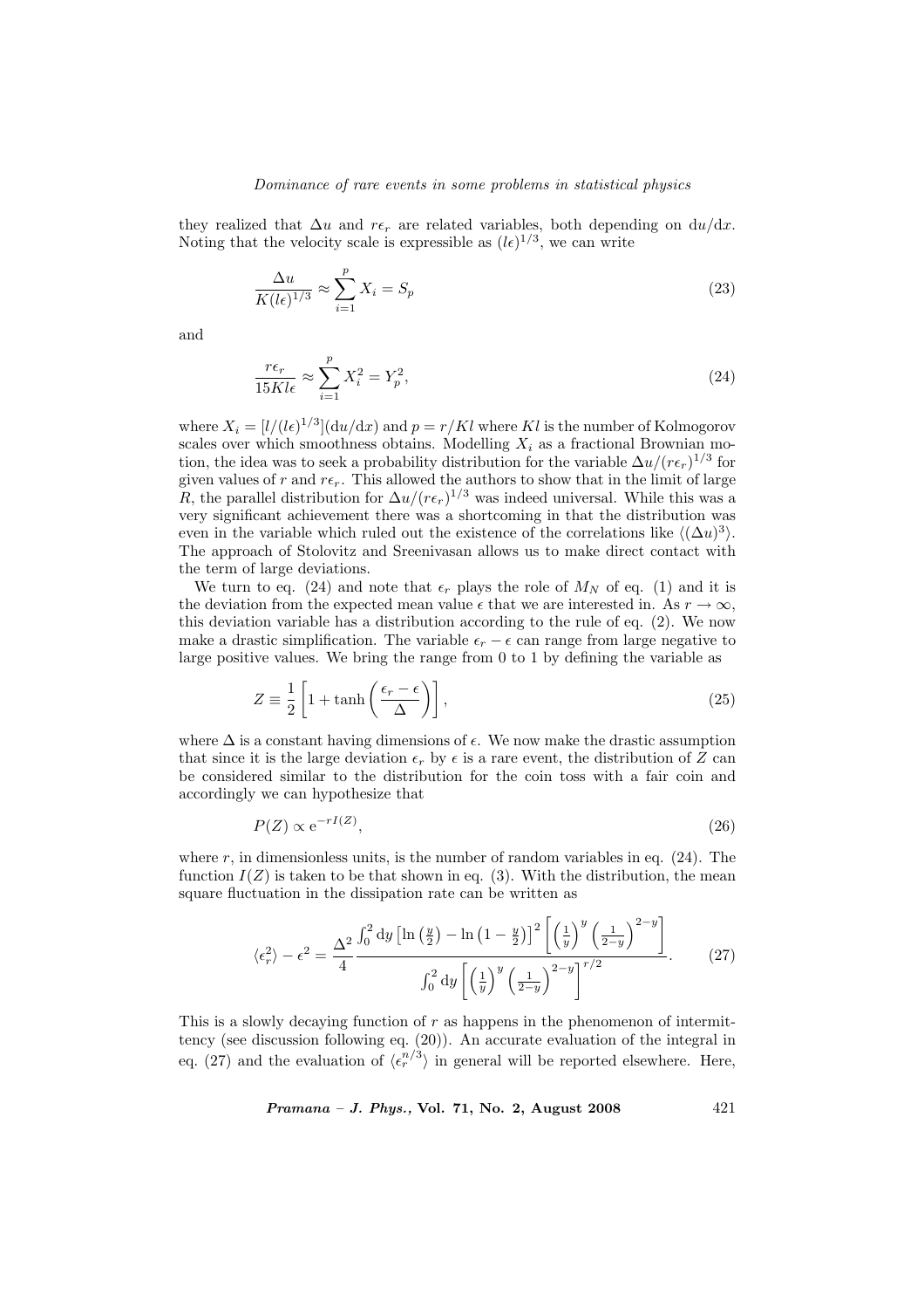they realized that $\Delta u$ and $r\epsilon_r$ are related variables, both depending on $\mathrm{d}u/\mathrm{d}x$. Noting that the velocity scale is expressible as $(l\epsilon)^{1/3}$, we can write

$$\frac{\Delta u}{K(l\epsilon)^{1/3}} \approx \sum_{i=1}^{p} X_i = S_p \tag{23}$$

and

$$\frac{r\epsilon_r}{15Kl\epsilon} \approx \sum_{i=1}^{p} X_i^2 = Y_p^2, \tag{24}$$

where $X_i = [l/(l\epsilon)^{1/3}](\mathrm{d}u/\mathrm{d}x)$ and $p = r/Kl$ where $Kl$ is the number of Kolmogorov scales over which smoothness obtains. Modelling $X_i$ as a fractional Brownian motion, the idea was to seek a probability distribution for the variable $\Delta u/(r\epsilon_r)^{1/3}$ for given values of $r$ and $r\epsilon_r$. This allowed the authors to show that in the limit of large $R$, the parallel distribution for $\Delta u/(r\epsilon_r)^{1/3}$ was indeed universal. While this was a very significant achievement there was a shortcoming in that the distribution was even in the variable which ruled out the existence of the correlations like $\langle(\Delta u)^3\rangle$. The approach of Stolovitz and Sreenivasan allows us to make direct contact with the term of large deviations.

We turn to eq. (24) and note that $\epsilon_r$ plays the role of $M_N$ of eq. (1) and it is the deviation from the expected mean value $\epsilon$ that we are interested in. As $r \to \infty$, this deviation variable has a distribution according to the rule of eq. (2). We now make a drastic simplification. The variable $\epsilon_r - \epsilon$ can range from large negative to large positive values. We bring the range from 0 to 1 by defining the variable as

$$Z \equiv \frac{1}{2}\left[1 + \tanh\left(\frac{\epsilon_r - \epsilon}{\Delta}\right)\right], \tag{25}$$

where $\Delta$ is a constant having dimensions of $\epsilon$. We now make the drastic assumption that since it is the large deviation $\epsilon_r$ by $\epsilon$ is a rare event, the distribution of $Z$ can be considered similar to the distribution for the coin toss with a fair coin and accordingly we can hypothesize that

$$P(Z) \propto \mathrm{e}^{-rI(Z)}, \tag{26}$$

where $r$, in dimensionless units, is the number of random variables in eq. (24). The function $I(Z)$ is taken to be that shown in eq. (3). With the distribution, the mean square fluctuation in the dissipation rate can be written as

$$\langle\epsilon_r^2\rangle - \epsilon^2 = \frac{\Delta^2}{4} \frac{\int_0^2 \mathrm{d}y \left[\ln\left(\frac{y}{2}\right) - \ln\left(1 - \frac{y}{2}\right)\right]^2 \left[\left(\frac{1}{y}\right)^y \left(\frac{1}{2-y}\right)^{2-y}\right]}{\int_0^2 \mathrm{d}y \left[\left(\frac{1}{y}\right)^y \left(\frac{1}{2-y}\right)^{2-y}\right]^{r/2}}. \tag{27}$$

This is a slowly decaying function of $r$ as happens in the phenomenon of intermittency (see discussion following eq. (20)). An accurate evaluation of the integral in eq. (27) and the evaluation of $\langle\epsilon_r^{n/3}\rangle$ in general will be reported elsewhere. Here,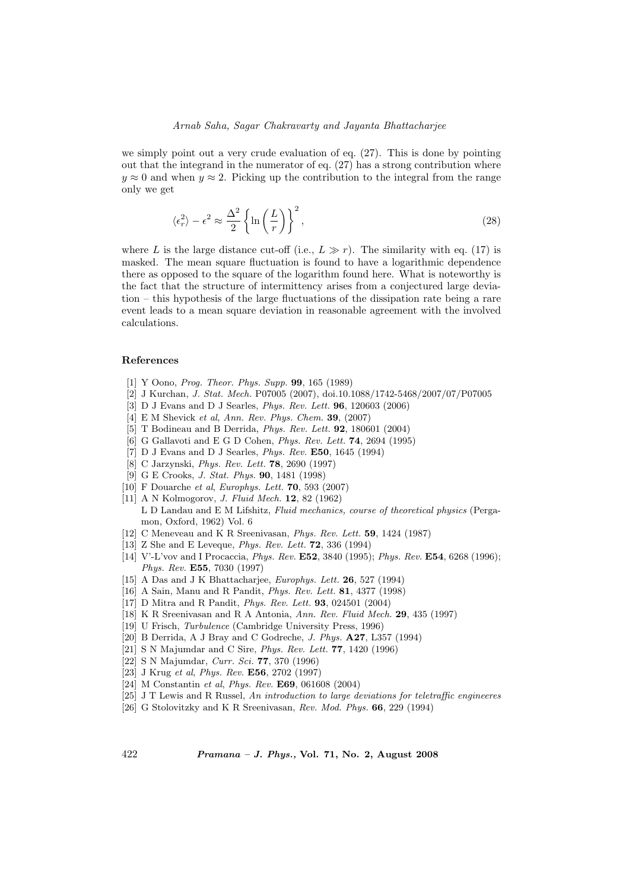we simply point out a very crude evaluation of eq. (27). This is done by pointing out that the integrand in the numerator of eq. (27) has a strong contribution where $y \approx 0$ and when $y \approx 2$. Picking up the contribution to the integral from the range only we get

$$\langle \epsilon_r^2 \rangle - \epsilon^2 \approx \frac{\Delta^2}{2} \left\{ \ln \left( \frac{L}{r} \right) \right\}^2, \tag{28}$$

where $L$ is the large distance cut-off (i.e., $L \gg r$). The similarity with eq. (17) is masked. The mean square fluctuation is found to have a logarithmic dependence there as opposed to the square of the logarithm found here. What is noteworthy is the fact that the structure of intermittency arises from a conjectured large deviation – this hypothesis of the large fluctuations of the dissipation rate being a rare event leads to a mean square deviation in reasonable agreement with the involved calculations.

## References

[1] Y Oono, *Prog. Theor. Phys. Supp.* **99**, 165 (1989)
[2] J Kurchan, *J. Stat. Mech.* P07005 (2007), doi.10.1088/1742-5468/2007/07/P07005
[3] D J Evans and D J Searles, *Phys. Rev. Lett.* **96**, 120603 (2006)
[4] E M Shevick *et al*, *Ann. Rev. Phys. Chem.* **39**, (2007)
[5] T Bodineau and B Derrida, *Phys. Rev. Lett.* **92**, 180601 (2004)
[6] G Gallavoti and E G D Cohen, *Phys. Rev. Lett.* **74**, 2694 (1995)
[7] D J Evans and D J Searles, *Phys. Rev.* **E50**, 1645 (1994)
[8] C Jarzynski, *Phys. Rev. Lett.* **78**, 2690 (1997)
[9] G E Crooks, *J. Stat. Phys.* **90**, 1481 (1998)
[10] F Douarche *et al*, *Europhys. Lett.* **70**, 593 (2007)
[11] A N Kolmogorov, *J. Fluid Mech.* **12**, 82 (1962)
L D Landau and E M Lifshitz, *Fluid mechanics, course of theoretical physics* (Pergamon, Oxford, 1962) Vol. 6
[12] C Meneveau and K R Sreenivasan, *Phys. Rev. Lett.* **59**, 1424 (1987)
[13] Z She and E Leveque, *Phys. Rev. Lett.* **72**, 336 (1994)
[14] V'-L'vov and I Procaccia, *Phys. Rev.* **E52**, 3840 (1995); *Phys. Rev.* **E54**, 6268 (1996); *Phys. Rev.* **E55**, 7030 (1997)
[15] A Das and J K Bhattacharjee, *Europhys. Lett.* **26**, 527 (1994)
[16] A Sain, Manu and R Pandit, *Phys. Rev. Lett.* **81**, 4377 (1998)
[17] D Mitra and R Pandit, *Phys. Rev. Lett.* **93**, 024501 (2004)
[18] K R Sreenivasan and R A Antonia, *Ann. Rev. Fluid Mech.* **29**, 435 (1997)
[19] U Frisch, *Turbulence* (Cambridge University Press, 1996)
[20] B Derrida, A J Bray and C Godreche, *J. Phys.* **A27**, L357 (1994)
[21] S N Majumdar and C Sire, *Phys. Rev. Lett.* **77**, 1420 (1996)
[22] S N Majumdar, *Curr. Sci.* **77**, 370 (1996)
[23] J Krug *et al*, *Phys. Rev.* **E56**, 2702 (1997)
[24] M Constantin *et al*, *Phys. Rev.* **E69**, 061608 (2004)
[25] J T Lewis and R Russel, *An introduction to large deviations for teletraffic engineeres*
[26] G Stolovitzky and K R Sreenivasan, *Rev. Mod. Phys.* **66**, 229 (1994)